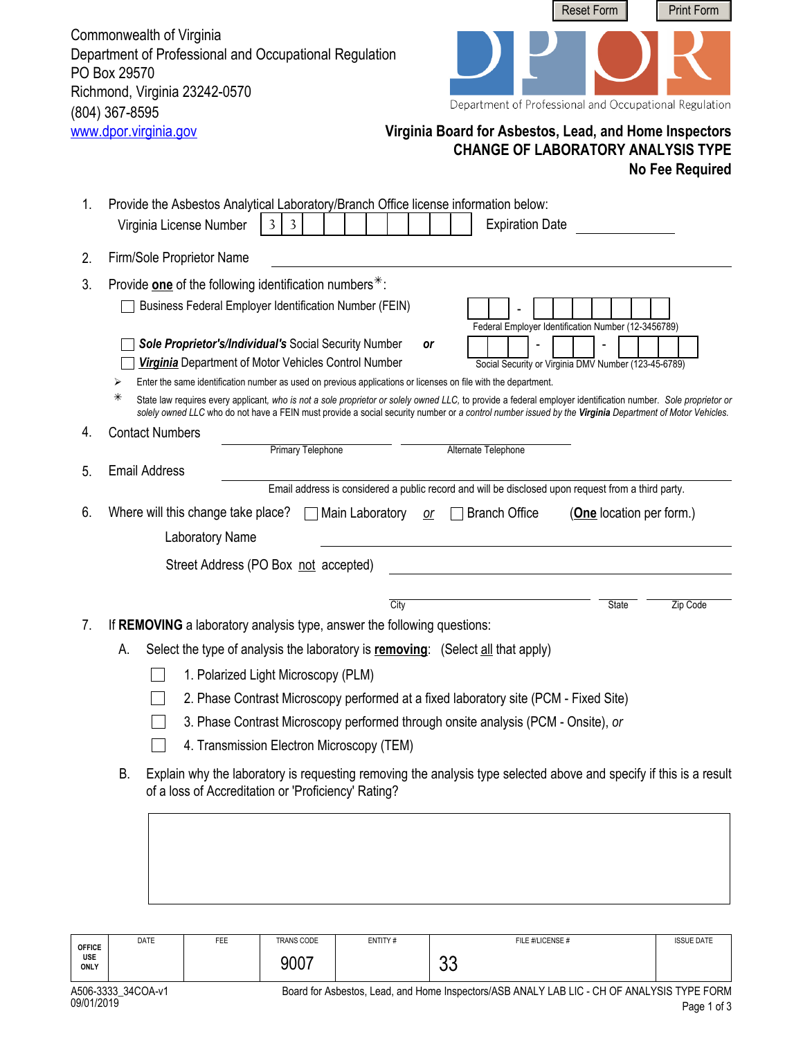Reset Form | Print Form

Commonwealth of Virginia
Department of Professional and Occupational Regulation
PO Box 29570
Richmond, Virginia 23242-0570
(804) 367-8595
www.dpor.virginia.gov

DPOR
Department of Professional and Occupational Regulation

# Virginia Board for Asbestos, Lead, and Home Inspectors
## CHANGE OF LABORATORY ANALYSIS TYPE
**No Fee Required**

1. Provide the Asbestos Analytical Laboratory/Branch Office license information below:
   Virginia License Number 3 3 ______________ Expiration Date ______________

2. Firm/Sole Proprietor Name ______________________________

3. Provide **one** of the following identification numbers✳:
   ☐ Business Federal Employer Identification Number (FEIN) ____ - ________
   Federal Employer Identification Number (12-3456789)
   ☐ ***Sole Proprietor's/Individual's*** Social Security Number **or**
   ☐ ***Virginia*** Department of Motor Vehicles Control Number ___ - __ - ____
   Social Security or Virginia DMV Number (123-45-6789)
   - ➢ Enter the same identification number as used on previous applications or licenses on file with the department.
   - ✳ State law requires every applicant, *who is not a sole proprietor or solely owned LLC,* to provide a federal employer identification number. *Sole proprietor or solely owned LLC* who do not have a FEIN must provide a social security number or *a control number issued by the **Virginia** Department of Motor Vehicles.*

4. Contact Numbers ______________ ______________
   Primary Telephone Alternate Telephone

5. Email Address ______________________________
   Email address is considered a public record and will be disclosed upon request from a third party.

6. Where will this change take place? ☐ Main Laboratory *or* ☐ Branch Office (**One** location per form.)
   Laboratory Name ______________________________
   Street Address (PO Box not accepted) ______________________________
   ______________ City ______ State ______ Zip Code

7. If **REMOVING** a laboratory analysis type, answer the following questions:
   A. Select the type of analysis the laboratory is **removing**: (Select all that apply)
      - ☐ 1. Polarized Light Microscopy (PLM)
      - ☐ 2. Phase Contrast Microscopy performed at a fixed laboratory site (PCM - Fixed Site)
      - ☐ 3. Phase Contrast Microscopy performed through onsite analysis (PCM - Onsite), *or*
      - ☐ 4. Transmission Electron Microscopy (TEM)

   B. Explain why the laboratory is requesting removing the analysis type selected above and specify if this is a result of a loss of Accreditation or 'Proficiency' Rating?

   ______________________________

| OFFICE USE ONLY | DATE | FEE | TRANS CODE | ENTITY # | FILE #/LICENSE # | ISSUE DATE |
|---|---|---|---|---|---|---|
| | | | 9007 | | 33 | |

A506-3333_34COA-v1
09/01/2019
Board for Asbestos, Lead, and Home Inspectors/ASB ANALY LAB LIC - CH OF ANALYSIS TYPE FORM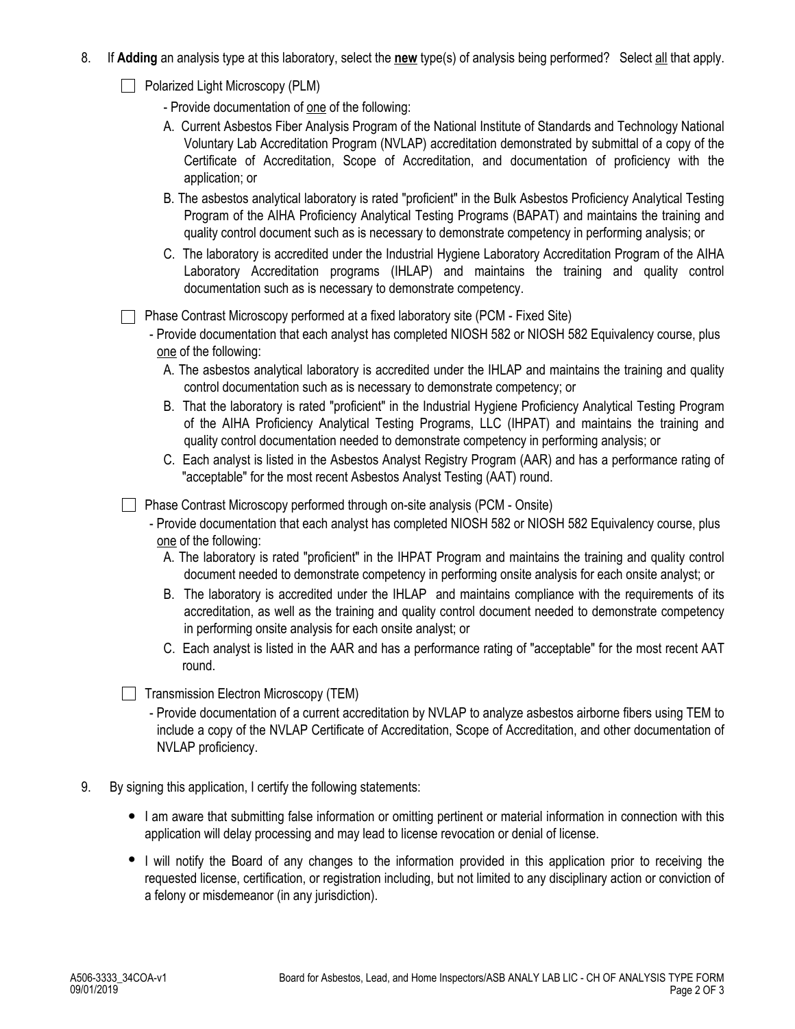8. If **Adding** an analysis type at this laboratory, select the **new** type(s) of analysis being performed? Select all that apply.

   ☐ Polarized Light Microscopy (PLM)

   - Provide documentation of one of the following:

   A. Current Asbestos Fiber Analysis Program of the National Institute of Standards and Technology National Voluntary Lab Accreditation Program (NVLAP) accreditation demonstrated by submittal of a copy of the Certificate of Accreditation, Scope of Accreditation, and documentation of proficiency with the application; or

   B. The asbestos analytical laboratory is rated "proficient" in the Bulk Asbestos Proficiency Analytical Testing Program of the AIHA Proficiency Analytical Testing Programs (BAPAT) and maintains the training and quality control document such as is necessary to demonstrate competency in performing analysis; or

   C. The laboratory is accredited under the Industrial Hygiene Laboratory Accreditation Program of the AIHA Laboratory Accreditation programs (IHLAP) and maintains the training and quality control documentation such as is necessary to demonstrate competency.

   ☐ Phase Contrast Microscopy performed at a fixed laboratory site (PCM - Fixed Site)

   - Provide documentation that each analyst has completed NIOSH 582 or NIOSH 582 Equivalency course, plus one of the following:

   A. The asbestos analytical laboratory is accredited under the IHLAP and maintains the training and quality control documentation such as is necessary to demonstrate competency; or

   B. That the laboratory is rated "proficient" in the Industrial Hygiene Proficiency Analytical Testing Program of the AIHA Proficiency Analytical Testing Programs, LLC (IHPAT) and maintains the training and quality control documentation needed to demonstrate competency in performing analysis; or

   C. Each analyst is listed in the Asbestos Analyst Registry Program (AAR) and has a performance rating of "acceptable" for the most recent Asbestos Analyst Testing (AAT) round.

   ☐ Phase Contrast Microscopy performed through on-site analysis (PCM - Onsite)

   - Provide documentation that each analyst has completed NIOSH 582 or NIOSH 582 Equivalency course, plus one of the following:

   A. The laboratory is rated "proficient" in the IHPAT Program and maintains the training and quality control document needed to demonstrate competency in performing onsite analysis for each onsite analyst; or

   B. The laboratory is accredited under the IHLAP and maintains compliance with the requirements of its accreditation, as well as the training and quality control document needed to demonstrate competency in performing onsite analysis for each onsite analyst; or

   C. Each analyst is listed in the AAR and has a performance rating of "acceptable" for the most recent AAT round.

   ☐ Transmission Electron Microscopy (TEM)

   - Provide documentation of a current accreditation by NVLAP to analyze asbestos airborne fibers using TEM to include a copy of the NVLAP Certificate of Accreditation, Scope of Accreditation, and other documentation of NVLAP proficiency.

9. By signing this application, I certify the following statements:

   - I am aware that submitting false information or omitting pertinent or material information in connection with this application will delay processing and may lead to license revocation or denial of license.
   - I will notify the Board of any changes to the information provided in this application prior to receiving the requested license, certification, or registration including, but not limited to any disciplinary action or conviction of a felony or misdemeanor (in any jurisdiction).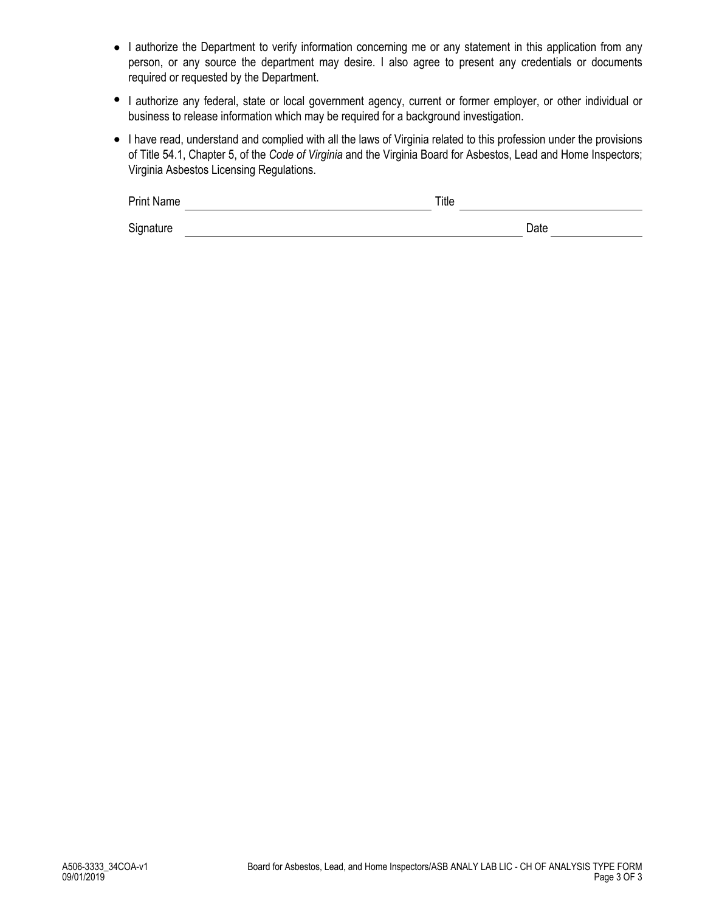- I authorize the Department to verify information concerning me or any statement in this application from any person, or any source the department may desire. I also agree to present any credentials or documents required or requested by the Department.
- I authorize any federal, state or local government agency, current or former employer, or other individual or business to release information which may be required for a background investigation.
- I have read, understand and complied with all the laws of Virginia related to this profession under the provisions of Title 54.1, Chapter 5, of the *Code of Virginia* and the Virginia Board for Asbestos, Lead and Home Inspectors; Virginia Asbestos Licensing Regulations.

Print Name ______________________________ Title ______________________

Signature ________________________________________ Date ____________